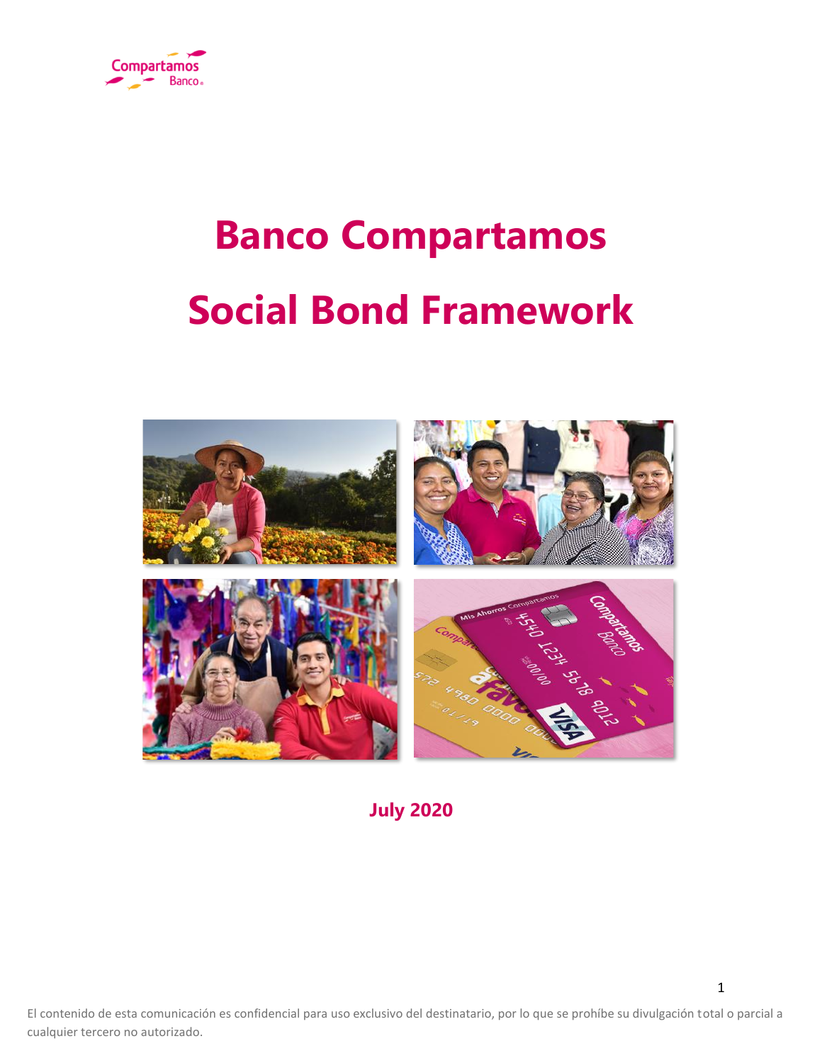# Banco Compartamos

# Social Bond Framework

**July 2020**

El contenido de esta comunicación es confidencial para uso exclusivo del destinatario, por lo que se prohíbe su divulgación total o parcial a cualquier tercero no autorizado.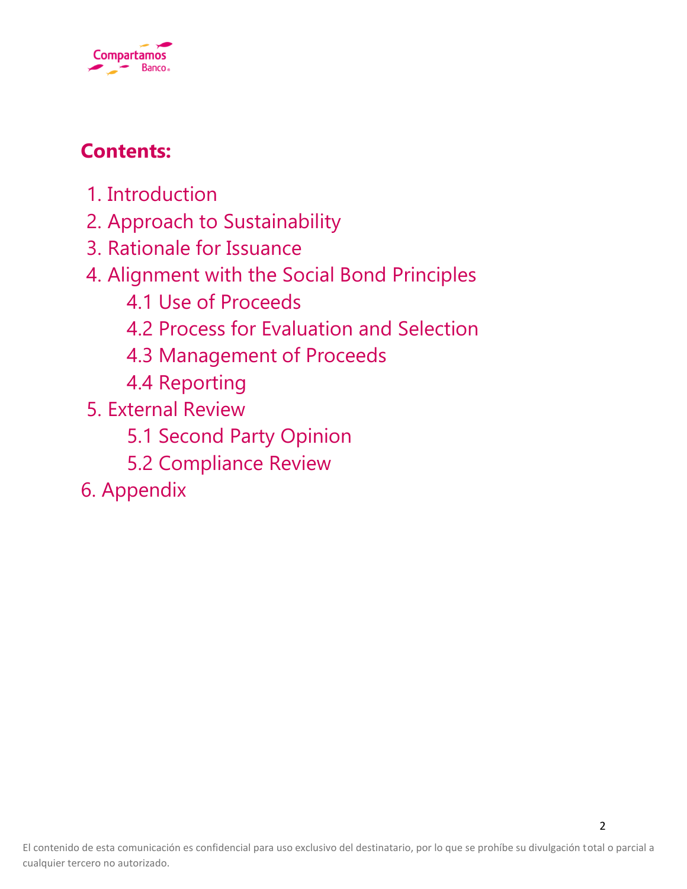## Contents:

1. Introduction
2. Approach to Sustainability
3. Rationale for Issuance
4. Alignment with the Social Bond Principles
   - 4.1 Use of Proceeds
   - 4.2 Process for Evaluation and Selection
   - 4.3 Management of Proceeds
   - 4.4 Reporting
5. External Review
   - 5.1 Second Party Opinion
   - 5.2 Compliance Review
6. Appendix

El contenido de esta comunicación es confidencial para uso exclusivo del destinatario, por lo que se prohíbe su divulgación total o parcial a cualquier tercero no autorizado.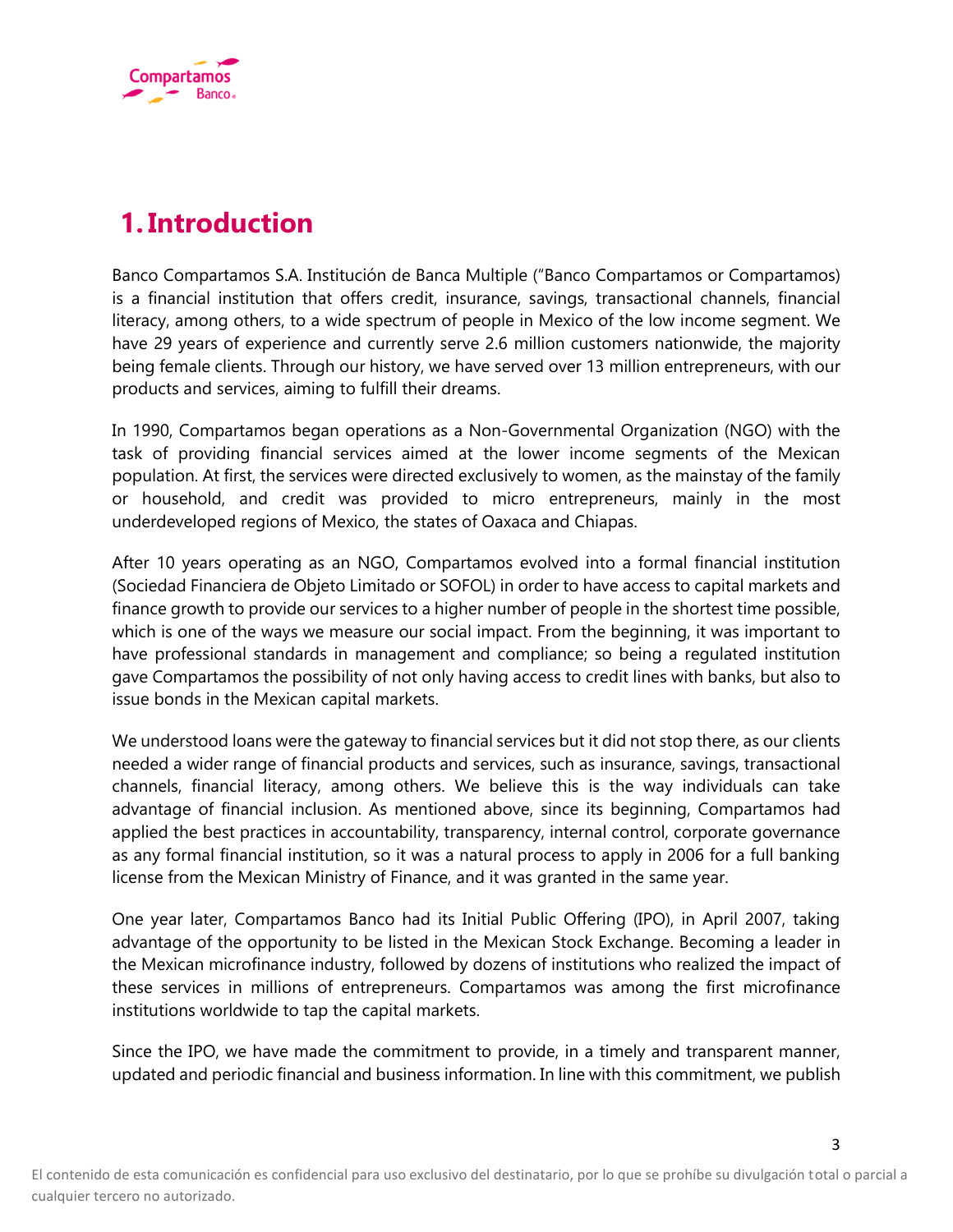# 1. Introduction

Banco Compartamos S.A. Institución de Banca Multiple ("Banco Compartamos or Compartamos) is a financial institution that offers credit, insurance, savings, transactional channels, financial literacy, among others, to a wide spectrum of people in Mexico of the low income segment. We have 29 years of experience and currently serve 2.6 million customers nationwide, the majority being female clients. Through our history, we have served over 13 million entrepreneurs, with our products and services, aiming to fulfill their dreams.

In 1990, Compartamos began operations as a Non-Governmental Organization (NGO) with the task of providing financial services aimed at the lower income segments of the Mexican population. At first, the services were directed exclusively to women, as the mainstay of the family or household, and credit was provided to micro entrepreneurs, mainly in the most underdeveloped regions of Mexico, the states of Oaxaca and Chiapas.

After 10 years operating as an NGO, Compartamos evolved into a formal financial institution (Sociedad Financiera de Objeto Limitado or SOFOL) in order to have access to capital markets and finance growth to provide our services to a higher number of people in the shortest time possible, which is one of the ways we measure our social impact. From the beginning, it was important to have professional standards in management and compliance; so being a regulated institution gave Compartamos the possibility of not only having access to credit lines with banks, but also to issue bonds in the Mexican capital markets.

We understood loans were the gateway to financial services but it did not stop there, as our clients needed a wider range of financial products and services, such as insurance, savings, transactional channels, financial literacy, among others. We believe this is the way individuals can take advantage of financial inclusion. As mentioned above, since its beginning, Compartamos had applied the best practices in accountability, transparency, internal control, corporate governance as any formal financial institution, so it was a natural process to apply in 2006 for a full banking license from the Mexican Ministry of Finance, and it was granted in the same year.

One year later, Compartamos Banco had its Initial Public Offering (IPO), in April 2007, taking advantage of the opportunity to be listed in the Mexican Stock Exchange. Becoming a leader in the Mexican microfinance industry, followed by dozens of institutions who realized the impact of these services in millions of entrepreneurs. Compartamos was among the first microfinance institutions worldwide to tap the capital markets.

Since the IPO, we have made the commitment to provide, in a timely and transparent manner, updated and periodic financial and business information. In line with this commitment, we publish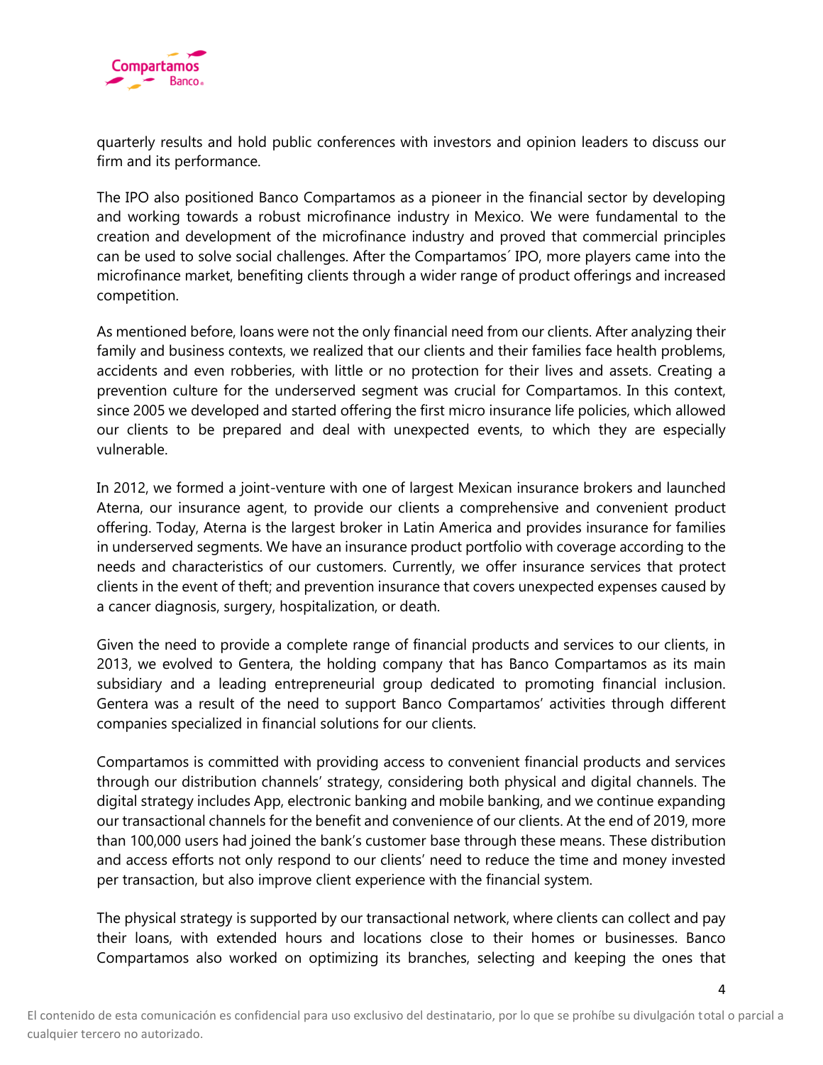quarterly results and hold public conferences with investors and opinion leaders to discuss our firm and its performance.

The IPO also positioned Banco Compartamos as a pioneer in the financial sector by developing and working towards a robust microfinance industry in Mexico. We were fundamental to the creation and development of the microfinance industry and proved that commercial principles can be used to solve social challenges. After the Compartamos´ IPO, more players came into the microfinance market, benefiting clients through a wider range of product offerings and increased competition.

As mentioned before, loans were not the only financial need from our clients. After analyzing their family and business contexts, we realized that our clients and their families face health problems, accidents and even robberies, with little or no protection for their lives and assets. Creating a prevention culture for the underserved segment was crucial for Compartamos. In this context, since 2005 we developed and started offering the first micro insurance life policies, which allowed our clients to be prepared and deal with unexpected events, to which they are especially vulnerable.

In 2012, we formed a joint-venture with one of largest Mexican insurance brokers and launched Aterna, our insurance agent, to provide our clients a comprehensive and convenient product offering. Today, Aterna is the largest broker in Latin America and provides insurance for families in underserved segments. We have an insurance product portfolio with coverage according to the needs and characteristics of our customers. Currently, we offer insurance services that protect clients in the event of theft; and prevention insurance that covers unexpected expenses caused by a cancer diagnosis, surgery, hospitalization, or death.

Given the need to provide a complete range of financial products and services to our clients, in 2013, we evolved to Gentera, the holding company that has Banco Compartamos as its main subsidiary and a leading entrepreneurial group dedicated to promoting financial inclusion. Gentera was a result of the need to support Banco Compartamos' activities through different companies specialized in financial solutions for our clients.

Compartamos is committed with providing access to convenient financial products and services through our distribution channels' strategy, considering both physical and digital channels. The digital strategy includes App, electronic banking and mobile banking, and we continue expanding our transactional channels for the benefit and convenience of our clients. At the end of 2019, more than 100,000 users had joined the bank's customer base through these means. These distribution and access efforts not only respond to our clients' need to reduce the time and money invested per transaction, but also improve client experience with the financial system.

The physical strategy is supported by our transactional network, where clients can collect and pay their loans, with extended hours and locations close to their homes or businesses. Banco Compartamos also worked on optimizing its branches, selecting and keeping the ones that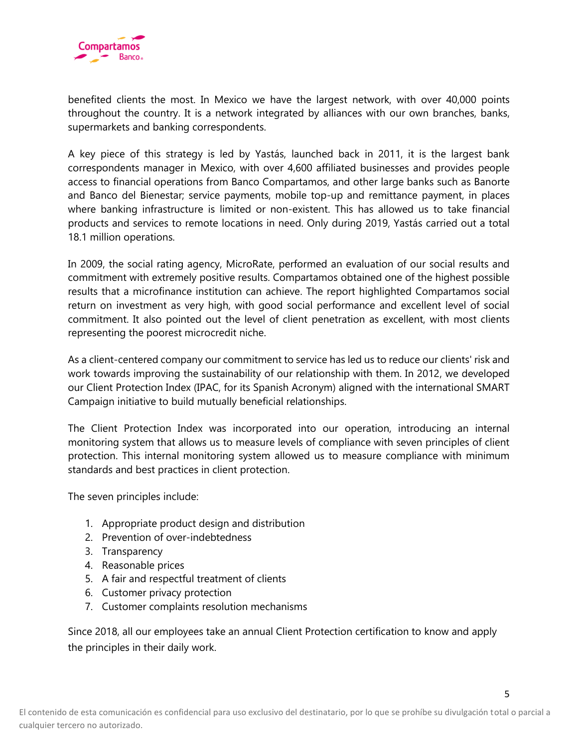benefited clients the most. In Mexico we have the largest network, with over 40,000 points throughout the country. It is a network integrated by alliances with our own branches, banks, supermarkets and banking correspondents.

A key piece of this strategy is led by Yastás, launched back in 2011, it is the largest bank correspondents manager in Mexico, with over 4,600 affiliated businesses and provides people access to financial operations from Banco Compartamos, and other large banks such as Banorte and Banco del Bienestar; service payments, mobile top-up and remittance payment, in places where banking infrastructure is limited or non-existent. This has allowed us to take financial products and services to remote locations in need. Only during 2019, Yastás carried out a total 18.1 million operations.

In 2009, the social rating agency, MicroRate, performed an evaluation of our social results and commitment with extremely positive results. Compartamos obtained one of the highest possible results that a microfinance institution can achieve. The report highlighted Compartamos social return on investment as very high, with good social performance and excellent level of social commitment. It also pointed out the level of client penetration as excellent, with most clients representing the poorest microcredit niche.

As a client-centered company our commitment to service has led us to reduce our clients' risk and work towards improving the sustainability of our relationship with them. In 2012, we developed our Client Protection Index (IPAC, for its Spanish Acronym) aligned with the international SMART Campaign initiative to build mutually beneficial relationships.

The Client Protection Index was incorporated into our operation, introducing an internal monitoring system that allows us to measure levels of compliance with seven principles of client protection. This internal monitoring system allowed us to measure compliance with minimum standards and best practices in client protection.

The seven principles include:

1. Appropriate product design and distribution
2. Prevention of over-indebtedness
3. Transparency
4. Reasonable prices
5. A fair and respectful treatment of clients
6. Customer privacy protection
7. Customer complaints resolution mechanisms

Since 2018, all our employees take an annual Client Protection certification to know and apply the principles in their daily work.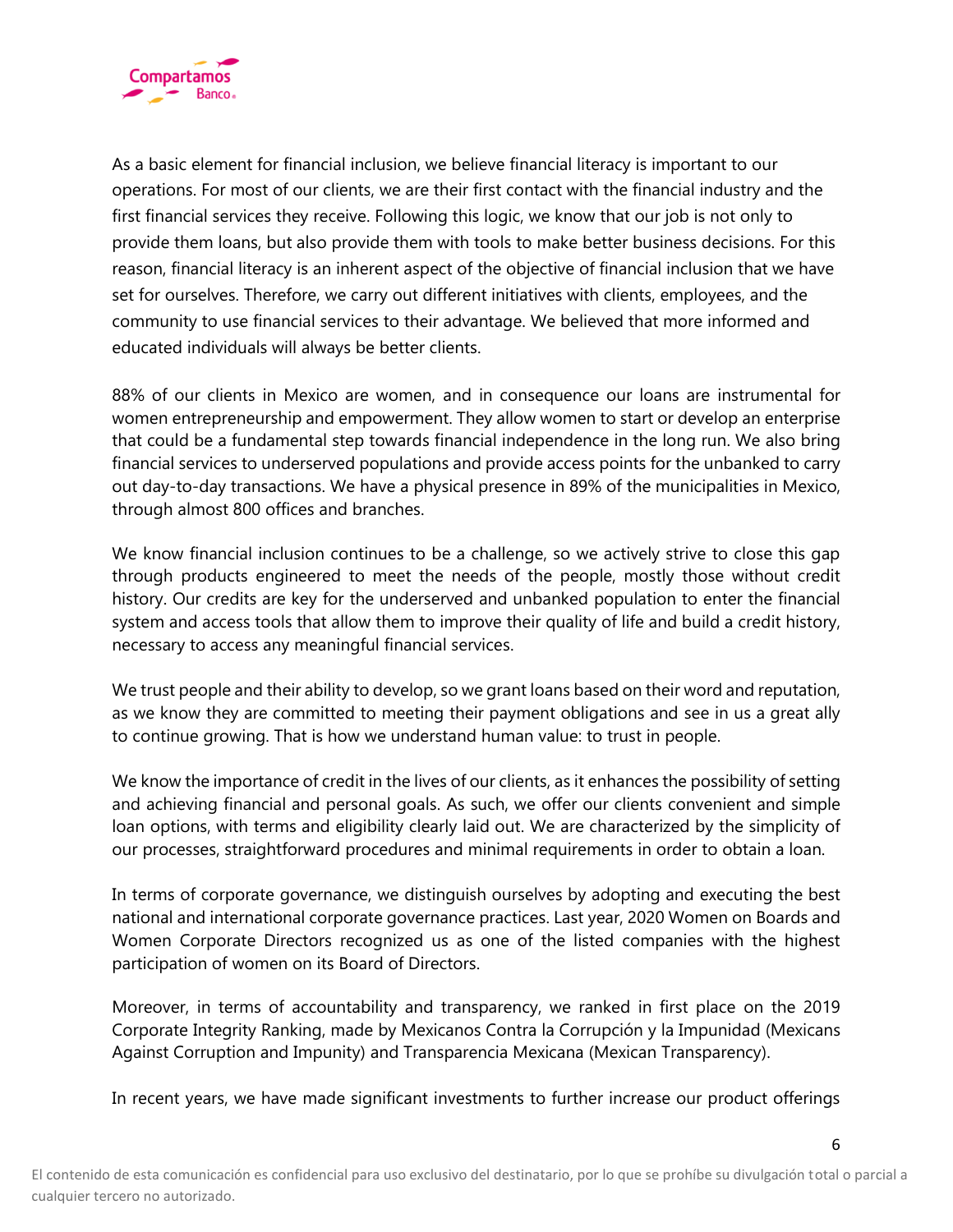As a basic element for financial inclusion, we believe financial literacy is important to our operations. For most of our clients, we are their first contact with the financial industry and the first financial services they receive. Following this logic, we know that our job is not only to provide them loans, but also provide them with tools to make better business decisions. For this reason, financial literacy is an inherent aspect of the objective of financial inclusion that we have set for ourselves. Therefore, we carry out different initiatives with clients, employees, and the community to use financial services to their advantage. We believed that more informed and educated individuals will always be better clients.

88% of our clients in Mexico are women, and in consequence our loans are instrumental for women entrepreneurship and empowerment. They allow women to start or develop an enterprise that could be a fundamental step towards financial independence in the long run. We also bring financial services to underserved populations and provide access points for the unbanked to carry out day-to-day transactions. We have a physical presence in 89% of the municipalities in Mexico, through almost 800 offices and branches.

We know financial inclusion continues to be a challenge, so we actively strive to close this gap through products engineered to meet the needs of the people, mostly those without credit history. Our credits are key for the underserved and unbanked population to enter the financial system and access tools that allow them to improve their quality of life and build a credit history, necessary to access any meaningful financial services.

We trust people and their ability to develop, so we grant loans based on their word and reputation, as we know they are committed to meeting their payment obligations and see in us a great ally to continue growing. That is how we understand human value: to trust in people.

We know the importance of credit in the lives of our clients, as it enhances the possibility of setting and achieving financial and personal goals. As such, we offer our clients convenient and simple loan options, with terms and eligibility clearly laid out. We are characterized by the simplicity of our processes, straightforward procedures and minimal requirements in order to obtain a loan.

In terms of corporate governance, we distinguish ourselves by adopting and executing the best national and international corporate governance practices. Last year, 2020 Women on Boards and Women Corporate Directors recognized us as one of the listed companies with the highest participation of women on its Board of Directors.

Moreover, in terms of accountability and transparency, we ranked in first place on the 2019 Corporate Integrity Ranking, made by Mexicanos Contra la Corrupción y la Impunidad (Mexicans Against Corruption and Impunity) and Transparencia Mexicana (Mexican Transparency).

In recent years, we have made significant investments to further increase our product offerings

El contenido de esta comunicación es confidencial para uso exclusivo del destinatario, por lo que se prohíbe su divulgación total o parcial a cualquier tercero no autorizado.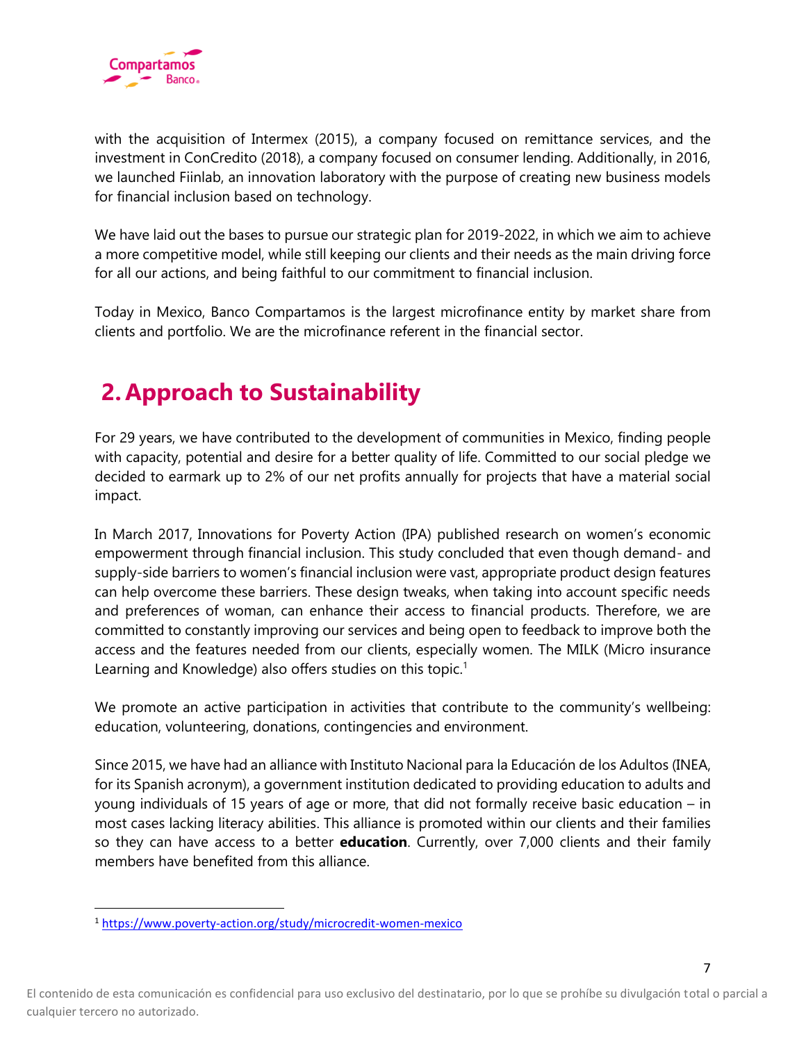with the acquisition of Intermex (2015), a company focused on remittance services, and the investment in ConCredito (2018), a company focused on consumer lending. Additionally, in 2016, we launched Fiinlab, an innovation laboratory with the purpose of creating new business models for financial inclusion based on technology.

We have laid out the bases to pursue our strategic plan for 2019-2022, in which we aim to achieve a more competitive model, while still keeping our clients and their needs as the main driving force for all our actions, and being faithful to our commitment to financial inclusion.

Today in Mexico, Banco Compartamos is the largest microfinance entity by market share from clients and portfolio. We are the microfinance referent in the financial sector.

# 2. Approach to Sustainability

For 29 years, we have contributed to the development of communities in Mexico, finding people with capacity, potential and desire for a better quality of life. Committed to our social pledge we decided to earmark up to 2% of our net profits annually for projects that have a material social impact.

In March 2017, Innovations for Poverty Action (IPA) published research on women's economic empowerment through financial inclusion. This study concluded that even though demand- and supply-side barriers to women's financial inclusion were vast, appropriate product design features can help overcome these barriers. These design tweaks, when taking into account specific needs and preferences of woman, can enhance their access to financial products. Therefore, we are committed to constantly improving our services and being open to feedback to improve both the access and the features needed from our clients, especially women. The MILK (Micro insurance Learning and Knowledge) also offers studies on this topic.[1]

We promote an active participation in activities that contribute to the community's wellbeing: education, volunteering, donations, contingencies and environment.

Since 2015, we have had an alliance with Instituto Nacional para la Educación de los Adultos (INEA, for its Spanish acronym), a government institution dedicated to providing education to adults and young individuals of 15 years of age or more, that did not formally receive basic education – in most cases lacking literacy abilities. This alliance is promoted within our clients and their families so they can have access to a better **education**. Currently, over 7,000 clients and their family members have benefited from this alliance.

[1] https://www.poverty-action.org/study/microcredit-women-mexico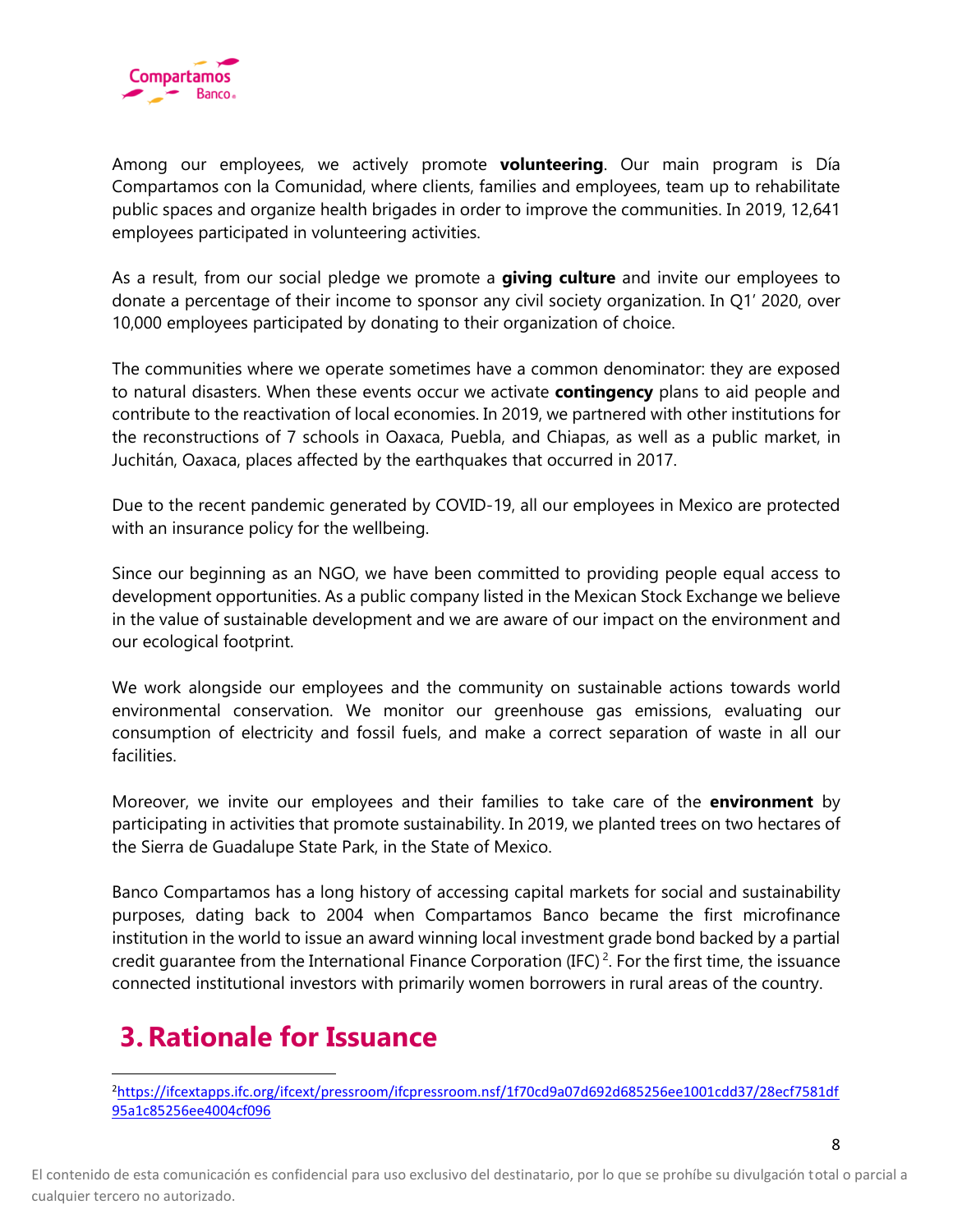Among our employees, we actively promote **volunteering**. Our main program is Día Compartamos con la Comunidad, where clients, families and employees, team up to rehabilitate public spaces and organize health brigades in order to improve the communities. In 2019, 12,641 employees participated in volunteering activities.

As a result, from our social pledge we promote a **giving culture** and invite our employees to donate a percentage of their income to sponsor any civil society organization. In Q1' 2020, over 10,000 employees participated by donating to their organization of choice.

The communities where we operate sometimes have a common denominator: they are exposed to natural disasters. When these events occur we activate **contingency** plans to aid people and contribute to the reactivation of local economies. In 2019, we partnered with other institutions for the reconstructions of 7 schools in Oaxaca, Puebla, and Chiapas, as well as a public market, in Juchitán, Oaxaca, places affected by the earthquakes that occurred in 2017.

Due to the recent pandemic generated by COVID-19, all our employees in Mexico are protected with an insurance policy for the wellbeing.

Since our beginning as an NGO, we have been committed to providing people equal access to development opportunities. As a public company listed in the Mexican Stock Exchange we believe in the value of sustainable development and we are aware of our impact on the environment and our ecological footprint.

We work alongside our employees and the community on sustainable actions towards world environmental conservation. We monitor our greenhouse gas emissions, evaluating our consumption of electricity and fossil fuels, and make a correct separation of waste in all our facilities.

Moreover, we invite our employees and their families to take care of the **environment** by participating in activities that promote sustainability. In 2019, we planted trees on two hectares of the Sierra de Guadalupe State Park, in the State of Mexico.

Banco Compartamos has a long history of accessing capital markets for social and sustainability purposes, dating back to 2004 when Compartamos Banco became the first microfinance institution in the world to issue an award winning local investment grade bond backed by a partial credit guarantee from the International Finance Corporation (IFC) [2]. For the first time, the issuance connected institutional investors with primarily women borrowers in rural areas of the country.

# 3. Rationale for Issuance

[2] https://ifcextapps.ifc.org/ifcext/pressroom/ifcpressroom.nsf/1f70cd9a07d692d685256ee1001cdd37/28ecf7581df95a1c85256ee4004cf096

El contenido de esta comunicación es confidencial para uso exclusivo del destinatario, por lo que se prohíbe su divulgación total o parcial a cualquier tercero no autorizado.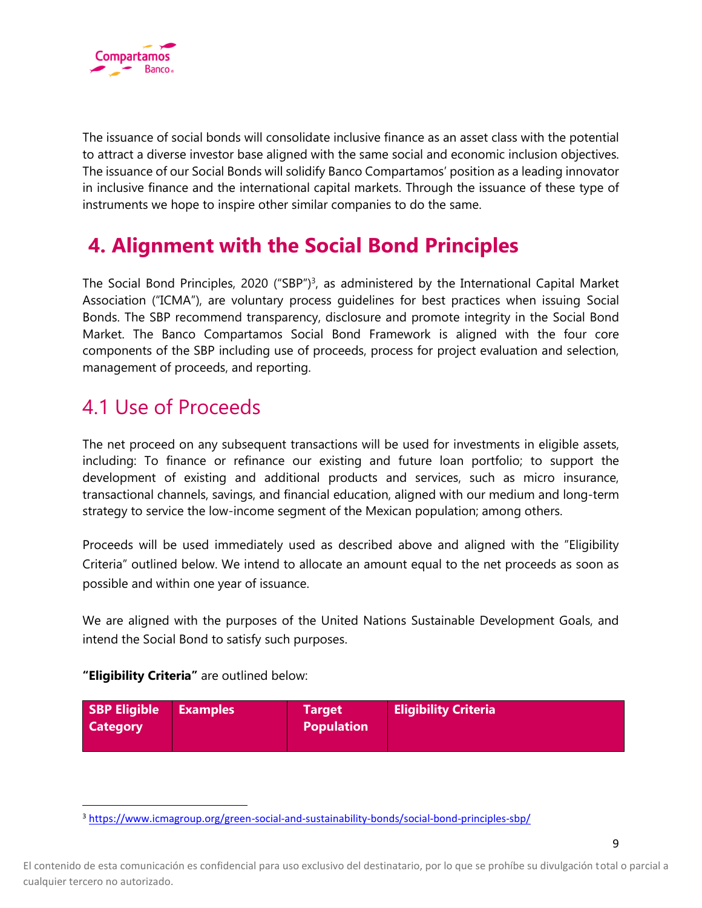The issuance of social bonds will consolidate inclusive finance as an asset class with the potential to attract a diverse investor base aligned with the same social and economic inclusion objectives. The issuance of our Social Bonds will solidify Banco Compartamos' position as a leading innovator in inclusive finance and the international capital markets. Through the issuance of these type of instruments we hope to inspire other similar companies to do the same.

# 4. Alignment with the Social Bond Principles

The Social Bond Principles, 2020 ("SBP")[3], as administered by the International Capital Market Association ("ICMA"), are voluntary process guidelines for best practices when issuing Social Bonds. The SBP recommend transparency, disclosure and promote integrity in the Social Bond Market. The Banco Compartamos Social Bond Framework is aligned with the four core components of the SBP including use of proceeds, process for project evaluation and selection, management of proceeds, and reporting.

## 4.1 Use of Proceeds

The net proceed on any subsequent transactions will be used for investments in eligible assets, including: To finance or refinance our existing and future loan portfolio; to support the development of existing and additional products and services, such as micro insurance, transactional channels, savings, and financial education, aligned with our medium and long-term strategy to service the low-income segment of the Mexican population; among others.

Proceeds will be used immediately used as described above and aligned with the "Eligibility Criteria" outlined below. We intend to allocate an amount equal to the net proceeds as soon as possible and within one year of issuance.

We are aligned with the purposes of the United Nations Sustainable Development Goals, and intend the Social Bond to satisfy such purposes.

**"Eligibility Criteria"** are outlined below:

| SBP Eligible Category | Examples | Target Population | Eligibility Criteria |
|---|---|---|---|

[3] https://www.icmagroup.org/green-social-and-sustainability-bonds/social-bond-principles-sbp/

El contenido de esta comunicación es confidencial para uso exclusivo del destinatario, por lo que se prohíbe su divulgación total o parcial a cualquier tercero no autorizado.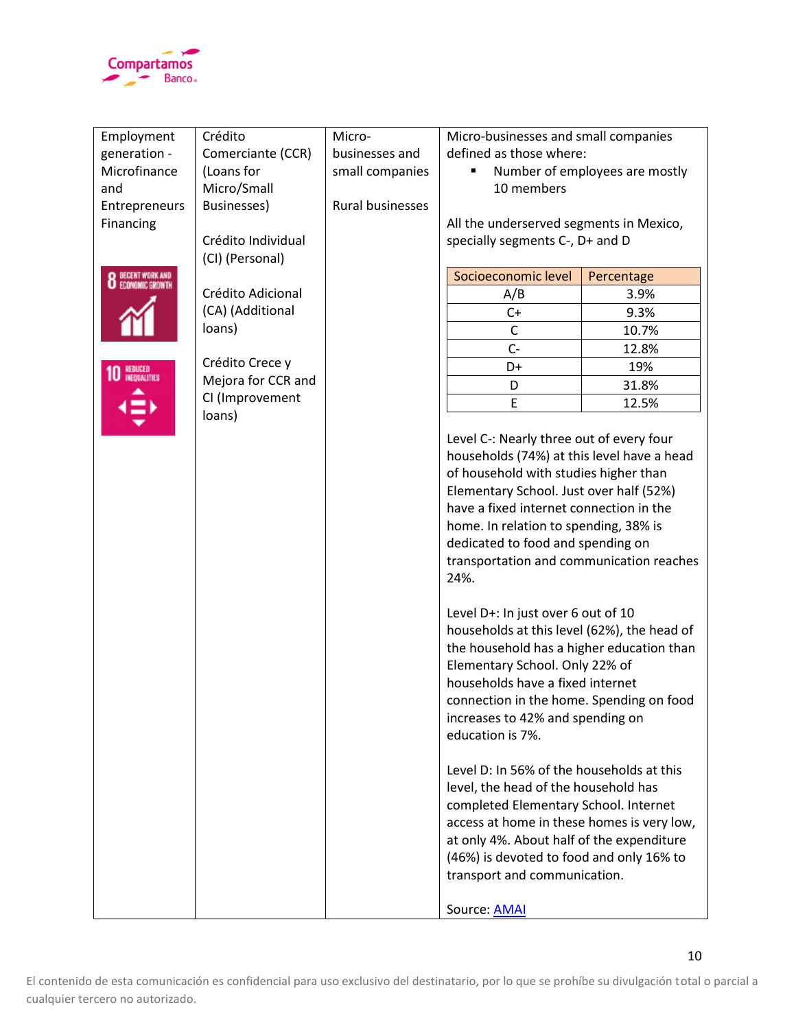<table>
<tr>
<td>Employment generation - Microfinance and Entrepreneurs Financing<br><br>8 DECENT WORK AND ECONOMIC GROWTH<br><br>10 REDUCED INEQUALITIES</td>
<td>Crédito Comerciante (CCR) (Loans for Micro/Small Businesses)<br><br>Crédito Individual (CI) (Personal)<br><br>Crédito Adicional (CA) (Additional loans)<br><br>Crédito Crece y Mejora for CCR and CI (Improvement loans)</td>
<td>Micro-businesses and small companies<br><br>Rural businesses</td>
<td>
Micro-businesses and small companies defined as those where:
<ul><li>Number of employees are mostly 10 members</li></ul>
All the underserved segments in Mexico, specially segments C-, D+ and D<br><br>
<table>
<tr><th>Socioeconomic level</th><th>Percentage</th></tr>
<tr><td>A/B</td><td>3.9%</td></tr>
<tr><td>C+</td><td>9.3%</td></tr>
<tr><td>C</td><td>10.7%</td></tr>
<tr><td>C-</td><td>12.8%</td></tr>
<tr><td>D+</td><td>19%</td></tr>
<tr><td>D</td><td>31.8%</td></tr>
<tr><td>E</td><td>12.5%</td></tr>
</table>
<br>
Level C-: Nearly three out of every four households (74%) at this level have a head of household with studies higher than Elementary School. Just over half (52%) have a fixed internet connection in the home. In relation to spending, 38% is dedicated to food and spending on transportation and communication reaches 24%.<br><br>
Level D+: In just over 6 out of 10 households at this level (62%), the head of the household has a higher education than Elementary School. Only 22% of households have a fixed internet connection in the home. Spending on food increases to 42% and spending on education is 7%.<br><br>
Level D: In 56% of the households at this level, the head of the household has completed Elementary School. Internet access at home in these homes is very low, at only 4%. About half of the expenditure (46%) is devoted to food and only 16% to transport and communication.<br><br>
Source: AMAI
</td>
</tr>
</table>

El contenido de esta comunicación es confidencial para uso exclusivo del destinatario, por lo que se prohíbe su divulgación total o parcial a cualquier tercero no autorizado.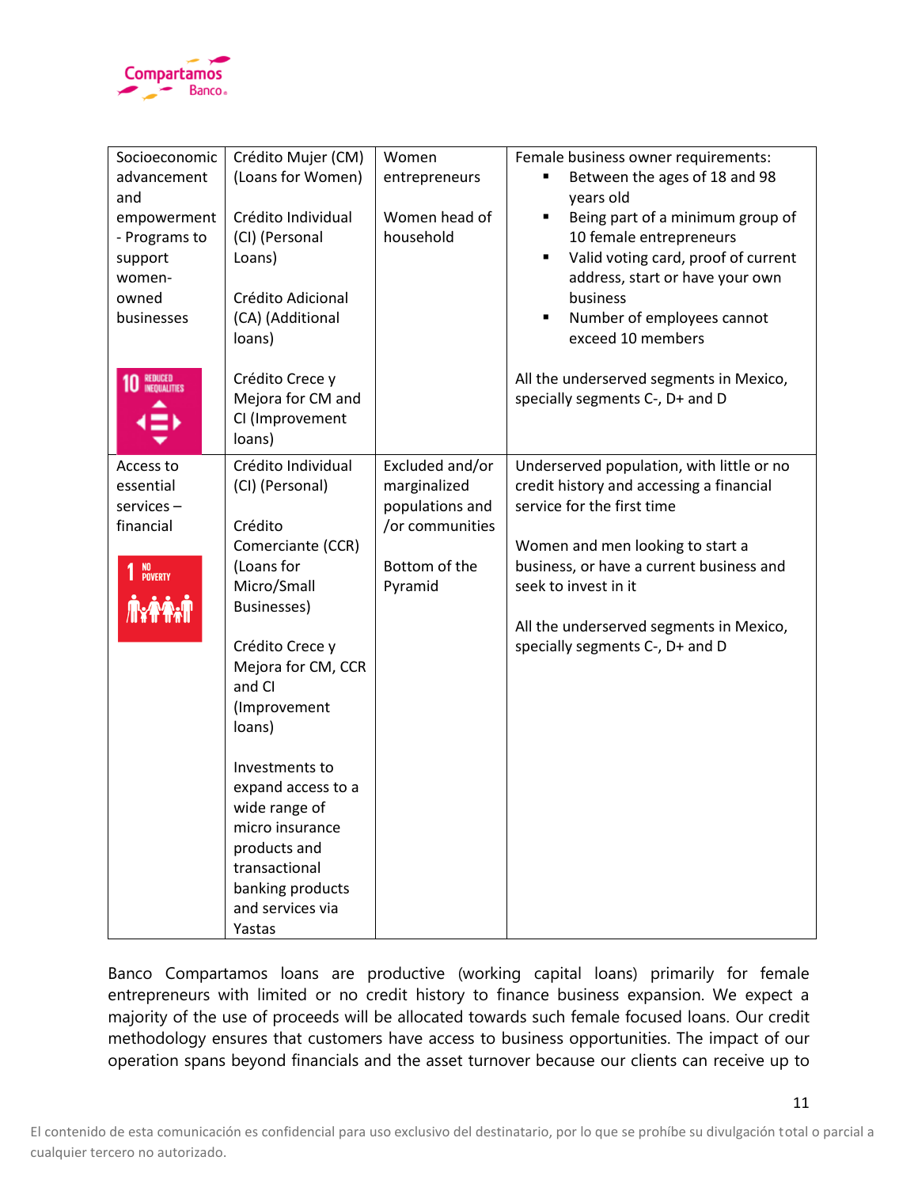| | | | |
|---|---|---|---|
| Socioeconomic advancement and empowerment - Programs to support women-owned businesses<br><br>10 REDUCED INEQUALITIES | Crédito Mujer (CM) (Loans for Women)<br><br>Crédito Individual (CI) (Personal Loans)<br><br>Crédito Adicional (CA) (Additional loans)<br><br>Crédito Crece y Mejora for CM and CI (Improvement loans) | Women entrepreneurs<br><br>Women head of household | Female business owner requirements:<br>▪ Between the ages of 18 and 98 years old<br>▪ Being part of a minimum group of 10 female entrepreneurs<br>▪ Valid voting card, proof of current address, start or have your own business<br>▪ Number of employees cannot exceed 10 members<br><br>All the underserved segments in Mexico, specially segments C-, D+ and D |
| Access to essential services – financial<br><br>1 NO POVERTY | Crédito Individual (CI) (Personal)<br><br>Crédito Comerciante (CCR) (Loans for Micro/Small Businesses)<br><br>Crédito Crece y Mejora for CM, CCR and CI (Improvement loans)<br><br>Investments to expand access to a wide range of micro insurance products and transactional banking products and services via Yastas | Excluded and/or marginalized populations and /or communities<br><br>Bottom of the Pyramid | Underserved population, with little or no credit history and accessing a financial service for the first time<br><br>Women and men looking to start a business, or have a current business and seek to invest in it<br><br>All the underserved segments in Mexico, specially segments C-, D+ and D |

Banco Compartamos loans are productive (working capital loans) primarily for female entrepreneurs with limited or no credit history to finance business expansion. We expect a majority of the use of proceeds will be allocated towards such female focused loans. Our credit methodology ensures that customers have access to business opportunities. The impact of our operation spans beyond financials and the asset turnover because our clients can receive up to

El contenido de esta comunicación es confidencial para uso exclusivo del destinatario, por lo que se prohíbe su divulgación total o parcial a cualquier tercero no autorizado.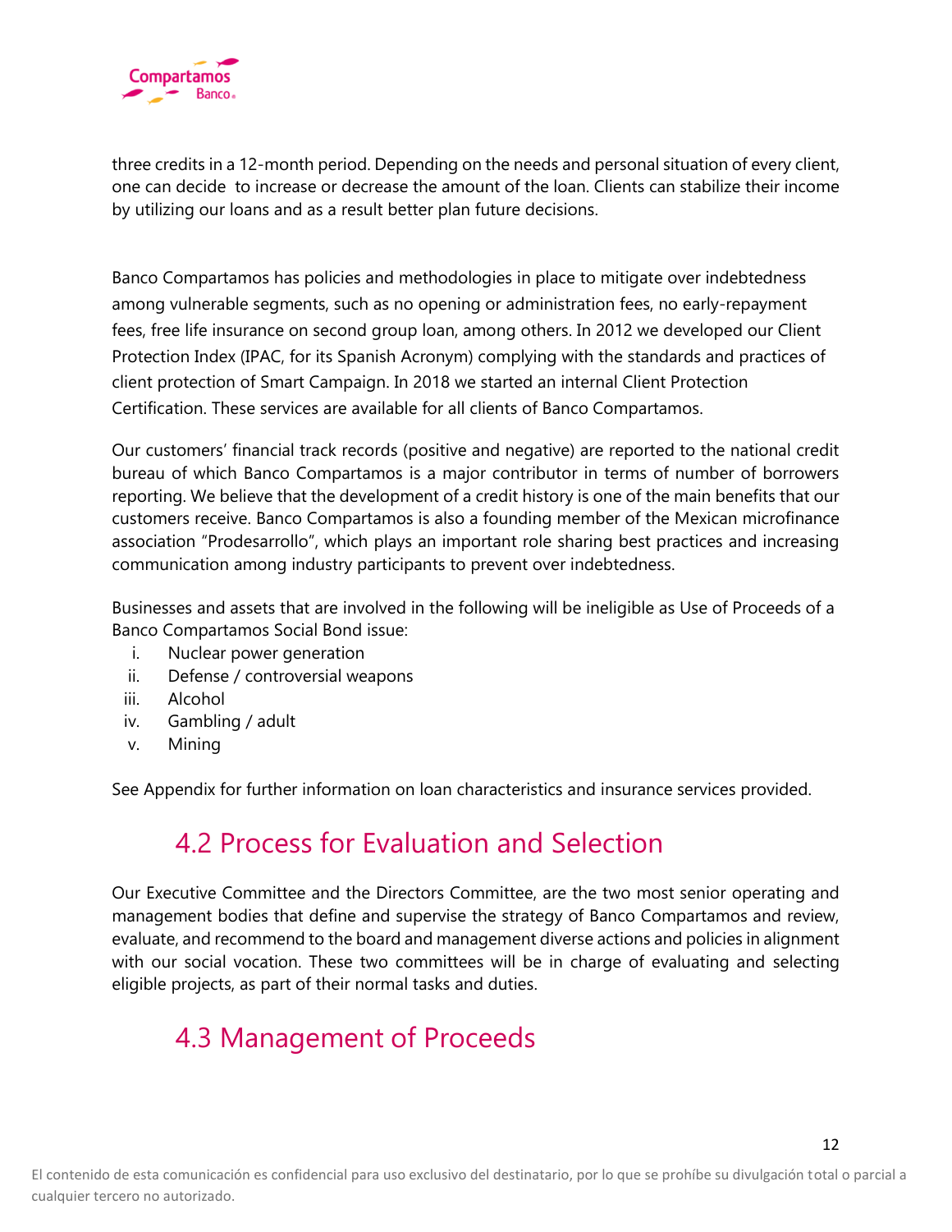three credits in a 12-month period. Depending on the needs and personal situation of every client, one can decide to increase or decrease the amount of the loan. Clients can stabilize their income by utilizing our loans and as a result better plan future decisions.

Banco Compartamos has policies and methodologies in place to mitigate over indebtedness among vulnerable segments, such as no opening or administration fees, no early-repayment fees, free life insurance on second group loan, among others. In 2012 we developed our Client Protection Index (IPAC, for its Spanish Acronym) complying with the standards and practices of client protection of Smart Campaign. In 2018 we started an internal Client Protection Certification. These services are available for all clients of Banco Compartamos.

Our customers' financial track records (positive and negative) are reported to the national credit bureau of which Banco Compartamos is a major contributor in terms of number of borrowers reporting. We believe that the development of a credit history is one of the main benefits that our customers receive. Banco Compartamos is also a founding member of the Mexican microfinance association "Prodesarrollo", which plays an important role sharing best practices and increasing communication among industry participants to prevent over indebtedness.

Businesses and assets that are involved in the following will be ineligible as Use of Proceeds of a Banco Compartamos Social Bond issue:

i. Nuclear power generation
ii. Defense / controversial weapons
iii. Alcohol
iv. Gambling / adult
v. Mining

See Appendix for further information on loan characteristics and insurance services provided.

## 4.2 Process for Evaluation and Selection

Our Executive Committee and the Directors Committee, are the two most senior operating and management bodies that define and supervise the strategy of Banco Compartamos and review, evaluate, and recommend to the board and management diverse actions and policies in alignment with our social vocation. These two committees will be in charge of evaluating and selecting eligible projects, as part of their normal tasks and duties.

## 4.3 Management of Proceeds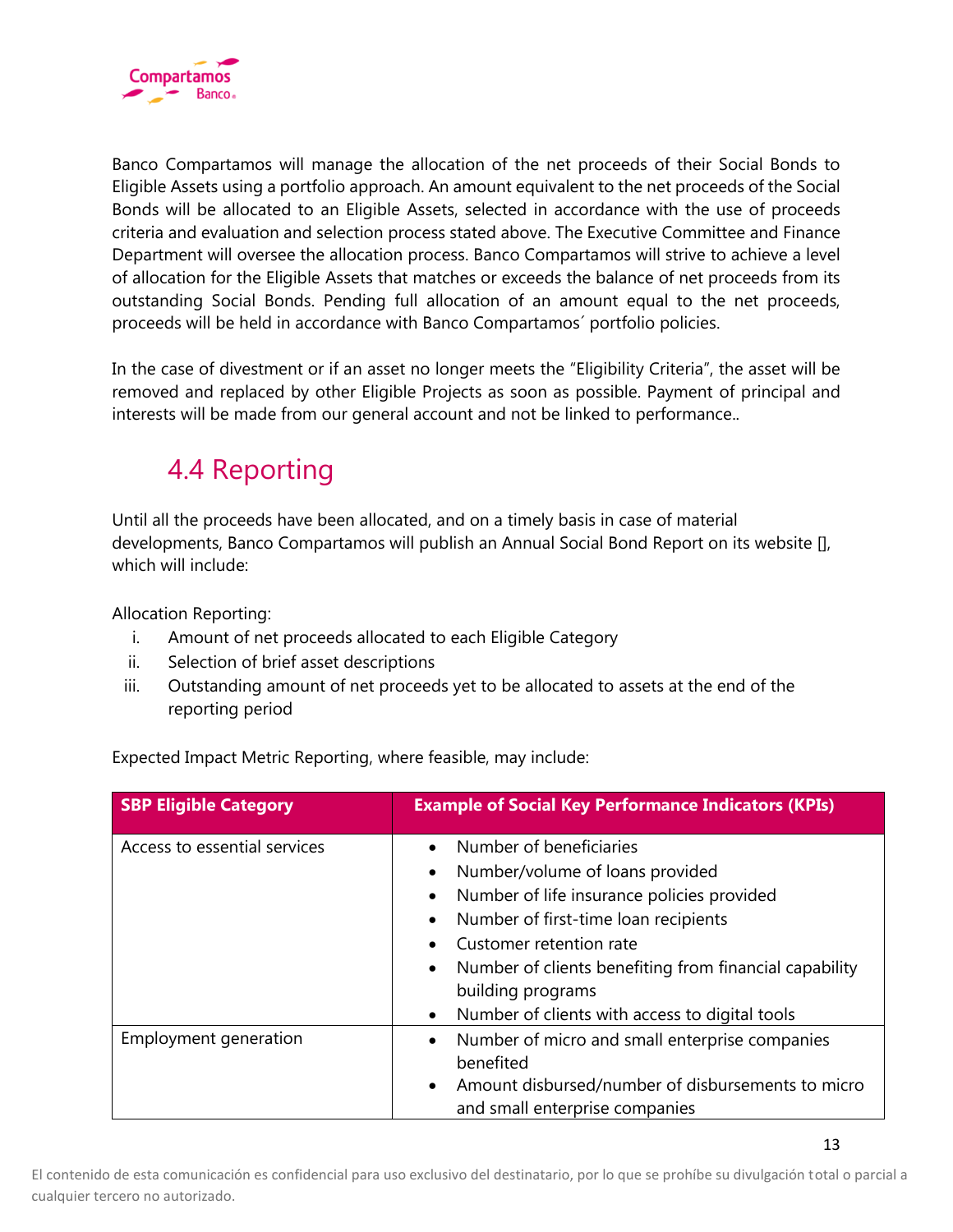Banco Compartamos will manage the allocation of the net proceeds of their Social Bonds to Eligible Assets using a portfolio approach. An amount equivalent to the net proceeds of the Social Bonds will be allocated to an Eligible Assets, selected in accordance with the use of proceeds criteria and evaluation and selection process stated above. The Executive Committee and Finance Department will oversee the allocation process. Banco Compartamos will strive to achieve a level of allocation for the Eligible Assets that matches or exceeds the balance of net proceeds from its outstanding Social Bonds. Pending full allocation of an amount equal to the net proceeds, proceeds will be held in accordance with Banco Compartamos´ portfolio policies.

In the case of divestment or if an asset no longer meets the "Eligibility Criteria", the asset will be removed and replaced by other Eligible Projects as soon as possible. Payment of principal and interests will be made from our general account and not be linked to performance..

## 4.4 Reporting

Until all the proceeds have been allocated, and on a timely basis in case of material developments, Banco Compartamos will publish an Annual Social Bond Report on its website [], which will include:

Allocation Reporting:

i. Amount of net proceeds allocated to each Eligible Category
ii. Selection of brief asset descriptions
iii. Outstanding amount of net proceeds yet to be allocated to assets at the end of the reporting period

Expected Impact Metric Reporting, where feasible, may include:

| SBP Eligible Category | Example of Social Key Performance Indicators (KPIs) |
|---|---|
| Access to essential services | • Number of beneficiaries<br>• Number/volume of loans provided<br>• Number of life insurance policies provided<br>• Number of first-time loan recipients<br>• Customer retention rate<br>• Number of clients benefiting from financial capability building programs<br>• Number of clients with access to digital tools |
| Employment generation | • Number of micro and small enterprise companies benefited<br>• Amount disbursed/number of disbursements to micro and small enterprise companies |

El contenido de esta comunicación es confidencial para uso exclusivo del destinatario, por lo que se prohíbe su divulgación total o parcial a cualquier tercero no autorizado.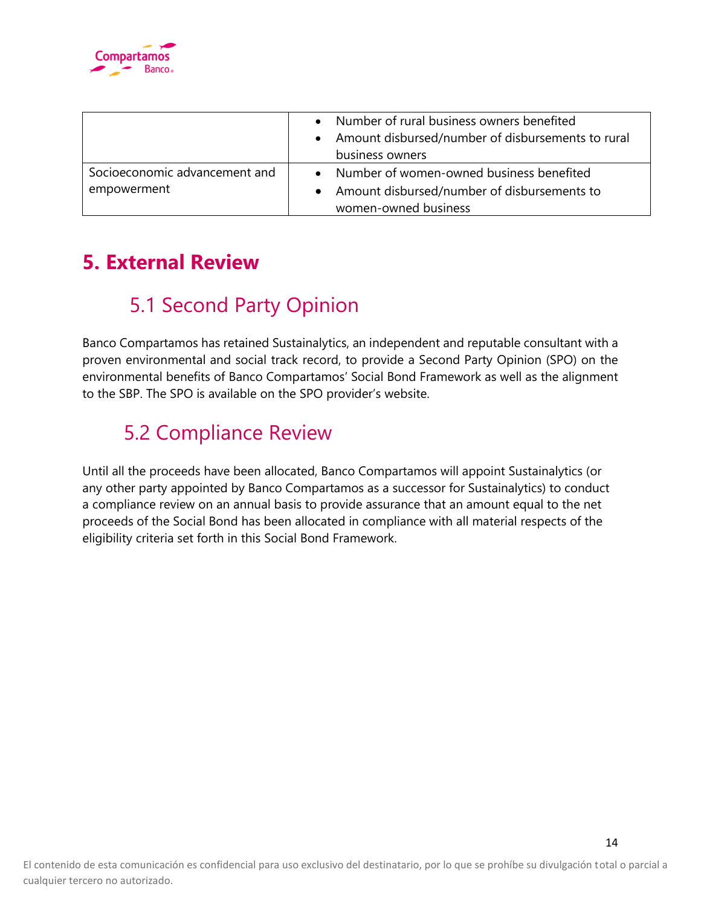| | |
|---|---|
| | • Number of rural business owners benefited<br>• Amount disbursed/number of disbursements to rural business owners |
| Socioeconomic advancement and empowerment | • Number of women-owned business benefited<br>• Amount disbursed/number of disbursements to women-owned business |

# 5. External Review

## 5.1 Second Party Opinion

Banco Compartamos has retained Sustainalytics, an independent and reputable consultant with a proven environmental and social track record, to provide a Second Party Opinion (SPO) on the environmental benefits of Banco Compartamos' Social Bond Framework as well as the alignment to the SBP. The SPO is available on the SPO provider's website.

## 5.2 Compliance Review

Until all the proceeds have been allocated, Banco Compartamos will appoint Sustainalytics (or any other party appointed by Banco Compartamos as a successor for Sustainalytics) to conduct a compliance review on an annual basis to provide assurance that an amount equal to the net proceeds of the Social Bond has been allocated in compliance with all material respects of the eligibility criteria set forth in this Social Bond Framework.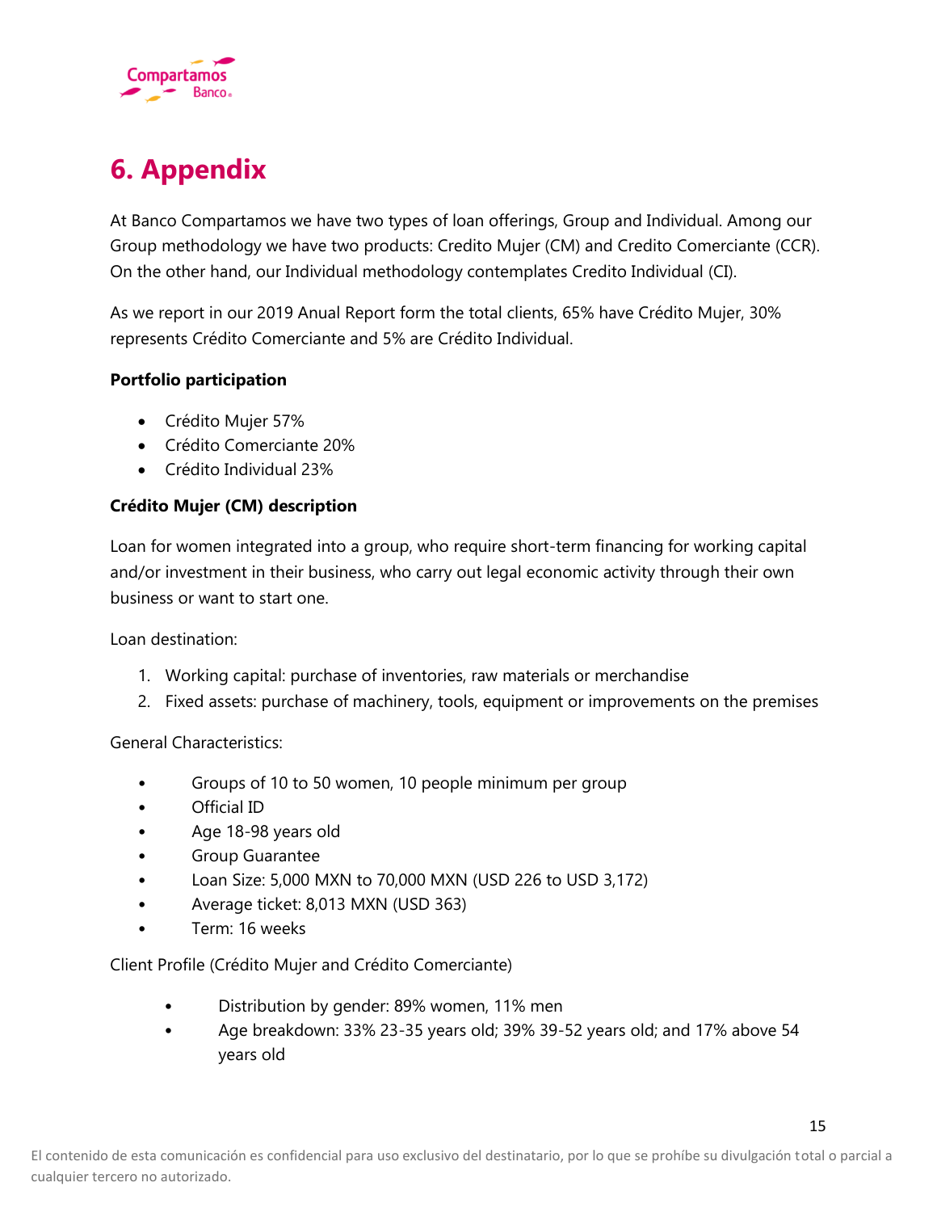# 6. Appendix

At Banco Compartamos we have two types of loan offerings, Group and Individual. Among our Group methodology we have two products: Credito Mujer (CM) and Credito Comerciante (CCR). On the other hand, our Individual methodology contemplates Credito Individual (CI).

As we report in our 2019 Anual Report form the total clients, 65% have Crédito Mujer, 30% represents Crédito Comerciante and 5% are Crédito Individual.

**Portfolio participation**

- Crédito Mujer 57%
- Crédito Comerciante 20%
- Crédito Individual 23%

**Crédito Mujer (CM) description**

Loan for women integrated into a group, who require short-term financing for working capital and/or investment in their business, who carry out legal economic activity through their own business or want to start one.

Loan destination:

1. Working capital: purchase of inventories, raw materials or merchandise
2. Fixed assets: purchase of machinery, tools, equipment or improvements on the premises

General Characteristics:

- Groups of 10 to 50 women, 10 people minimum per group
- Official ID
- Age 18-98 years old
- Group Guarantee
- Loan Size: 5,000 MXN to 70,000 MXN (USD 226 to USD 3,172)
- Average ticket: 8,013 MXN (USD 363)
- Term: 16 weeks

Client Profile (Crédito Mujer and Crédito Comerciante)

- Distribution by gender: 89% women, 11% men
- Age breakdown: 33% 23-35 years old; 39% 39-52 years old; and 17% above 54 years old

El contenido de esta comunicación es confidencial para uso exclusivo del destinatario, por lo que se prohíbe su divulgación total o parcial a cualquier tercero no autorizado.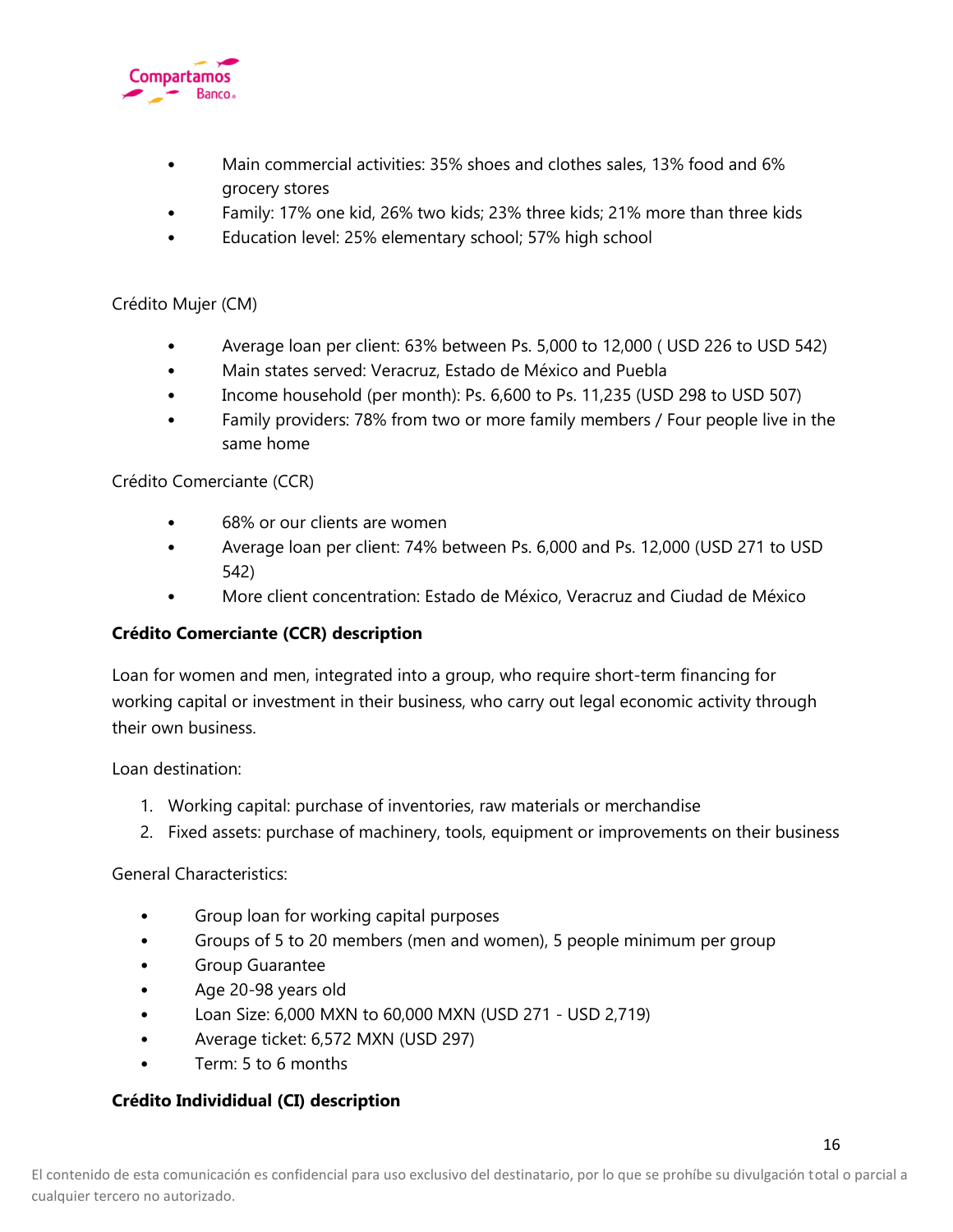- Main commercial activities: 35% shoes and clothes sales, 13% food and 6% grocery stores
- Family: 17% one kid, 26% two kids; 23% three kids; 21% more than three kids
- Education level: 25% elementary school; 57% high school

Crédito Mujer (CM)

- Average loan per client: 63% between Ps. 5,000 to 12,000 ( USD 226 to USD 542)
- Main states served: Veracruz, Estado de México and Puebla
- Income household (per month): Ps. 6,600 to Ps. 11,235 (USD 298 to USD 507)
- Family providers: 78% from two or more family members / Four people live in the same home

Crédito Comerciante (CCR)

- 68% or our clients are women
- Average loan per client: 74% between Ps. 6,000 and Ps. 12,000 (USD 271 to USD 542)
- More client concentration: Estado de México, Veracruz and Ciudad de México

**Crédito Comerciante (CCR) description**

Loan for women and men, integrated into a group, who require short-term financing for working capital or investment in their business, who carry out legal economic activity through their own business.

Loan destination:

1. Working capital: purchase of inventories, raw materials or merchandise
2. Fixed assets: purchase of machinery, tools, equipment or improvements on their business

General Characteristics:

- Group loan for working capital purposes
- Groups of 5 to 20 members (men and women), 5 people minimum per group
- Group Guarantee
- Age 20-98 years old
- Loan Size: 6,000 MXN to 60,000 MXN (USD 271 - USD 2,719)
- Average ticket: 6,572 MXN (USD 297)
- Term: 5 to 6 months

**Crédito Individidual (CI) description**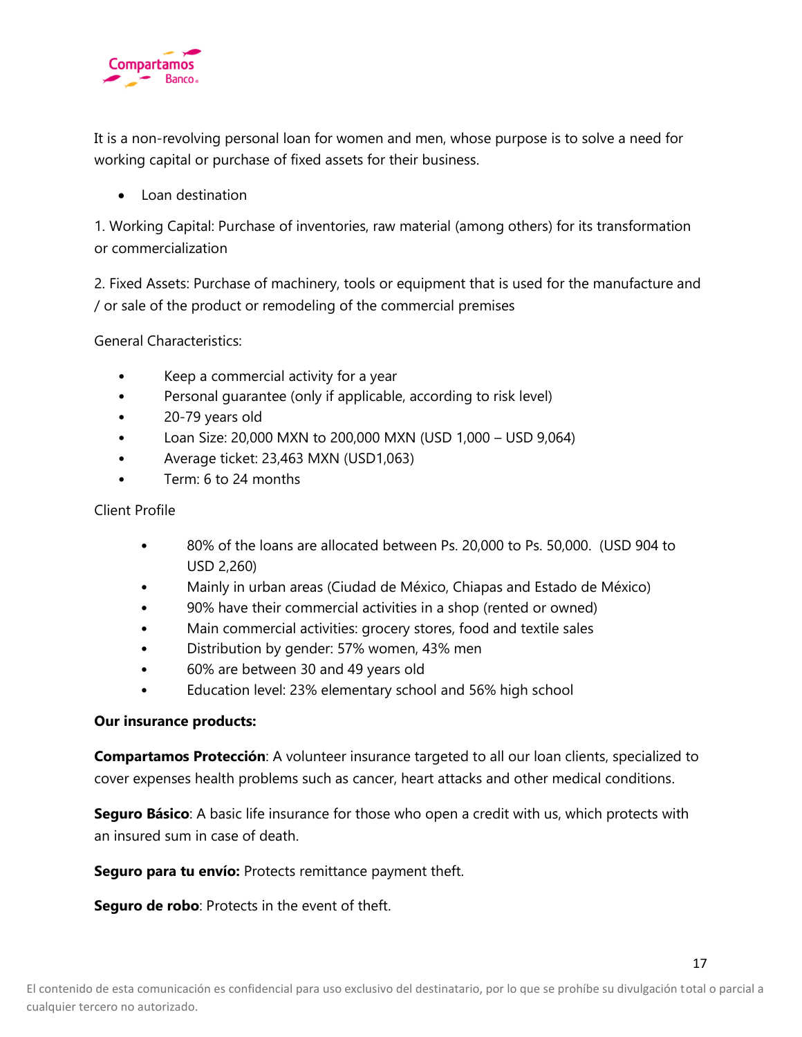It is a non-revolving personal loan for women and men, whose purpose is to solve a need for working capital or purchase of fixed assets for their business.

- Loan destination

1. Working Capital: Purchase of inventories, raw material (among others) for its transformation or commercialization

2. Fixed Assets: Purchase of machinery, tools or equipment that is used for the manufacture and / or sale of the product or remodeling of the commercial premises

General Characteristics:

- Keep a commercial activity for a year
- Personal guarantee (only if applicable, according to risk level)
- 20-79 years old
- Loan Size: 20,000 MXN to 200,000 MXN (USD 1,000 – USD 9,064)
- Average ticket: 23,463 MXN (USD1,063)
- Term: 6 to 24 months

Client Profile

- 80% of the loans are allocated between Ps. 20,000 to Ps. 50,000. (USD 904 to USD 2,260)
- Mainly in urban areas (Ciudad de México, Chiapas and Estado de México)
- 90% have their commercial activities in a shop (rented or owned)
- Main commercial activities: grocery stores, food and textile sales
- Distribution by gender: 57% women, 43% men
- 60% are between 30 and 49 years old
- Education level: 23% elementary school and 56% high school

**Our insurance products:**

**Compartamos Protección**: A volunteer insurance targeted to all our loan clients, specialized to cover expenses health problems such as cancer, heart attacks and other medical conditions.

**Seguro Básico**: A basic life insurance for those who open a credit with us, which protects with an insured sum in case of death.

**Seguro para tu envío:** Protects remittance payment theft.

**Seguro de robo**: Protects in the event of theft.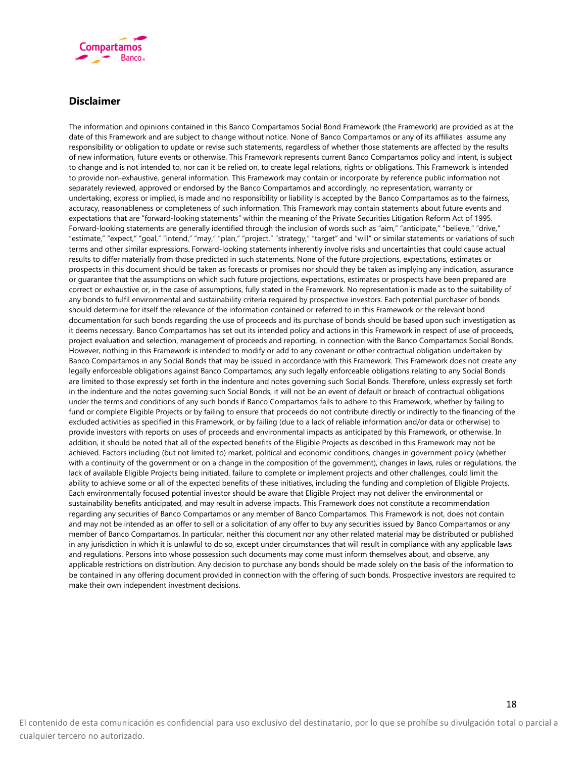## Disclaimer

The information and opinions contained in this Banco Compartamos Social Bond Framework (the Framework) are provided as at the date of this Framework and are subject to change without notice. None of Banco Compartamos or any of its affiliates assume any responsibility or obligation to update or revise such statements, regardless of whether those statements are affected by the results of new information, future events or otherwise. This Framework represents current Banco Compartamos policy and intent, is subject to change and is not intended to, nor can it be relied on, to create legal relations, rights or obligations. This Framework is intended to provide non-exhaustive, general information. This Framework may contain or incorporate by reference public information not separately reviewed, approved or endorsed by the Banco Compartamos and accordingly, no representation, warranty or undertaking, express or implied, is made and no responsibility or liability is accepted by the Banco Compartamos as to the fairness, accuracy, reasonableness or completeness of such information. This Framework may contain statements about future events and expectations that are "forward-looking statements" within the meaning of the Private Securities Litigation Reform Act of 1995. Forward-looking statements are generally identified through the inclusion of words such as "aim," "anticipate," "believe," "drive," "estimate," "expect," "goal," "intend," "may," "plan," "project," "strategy," "target" and "will" or similar statements or variations of such terms and other similar expressions. Forward-looking statements inherently involve risks and uncertainties that could cause actual results to differ materially from those predicted in such statements. None of the future projections, expectations, estimates or prospects in this document should be taken as forecasts or promises nor should they be taken as implying any indication, assurance or guarantee that the assumptions on which such future projections, expectations, estimates or prospects have been prepared are correct or exhaustive or, in the case of assumptions, fully stated in the Framework. No representation is made as to the suitability of any bonds to fulfil environmental and sustainability criteria required by prospective investors. Each potential purchaser of bonds should determine for itself the relevance of the information contained or referred to in this Framework or the relevant bond documentation for such bonds regarding the use of proceeds and its purchase of bonds should be based upon such investigation as it deems necessary. Banco Compartamos has set out its intended policy and actions in this Framework in respect of use of proceeds, project evaluation and selection, management of proceeds and reporting, in connection with the Banco Compartamos Social Bonds. However, nothing in this Framework is intended to modify or add to any covenant or other contractual obligation undertaken by Banco Compartamos in any Social Bonds that may be issued in accordance with this Framework. This Framework does not create any legally enforceable obligations against Banco Compartamos; any such legally enforceable obligations relating to any Social Bonds are limited to those expressly set forth in the indenture and notes governing such Social Bonds. Therefore, unless expressly set forth in the indenture and the notes governing such Social Bonds, it will not be an event of default or breach of contractual obligations under the terms and conditions of any such bonds if Banco Compartamos fails to adhere to this Framework, whether by failing to fund or complete Eligible Projects or by failing to ensure that proceeds do not contribute directly or indirectly to the financing of the excluded activities as specified in this Framework, or by failing (due to a lack of reliable information and/or data or otherwise) to provide investors with reports on uses of proceeds and environmental impacts as anticipated by this Framework, or otherwise. In addition, it should be noted that all of the expected benefits of the Eligible Projects as described in this Framework may not be achieved. Factors including (but not limited to) market, political and economic conditions, changes in government policy (whether with a continuity of the government or on a change in the composition of the government), changes in laws, rules or regulations, the lack of available Eligible Projects being initiated, failure to complete or implement projects and other challenges, could limit the ability to achieve some or all of the expected benefits of these initiatives, including the funding and completion of Eligible Projects. Each environmentally focused potential investor should be aware that Eligible Project may not deliver the environmental or sustainability benefits anticipated, and may result in adverse impacts. This Framework does not constitute a recommendation regarding any securities of Banco Compartamos or any member of Banco Compartamos. This Framework is not, does not contain and may not be intended as an offer to sell or a solicitation of any offer to buy any securities issued by Banco Compartamos or any member of Banco Compartamos. In particular, neither this document nor any other related material may be distributed or published in any jurisdiction in which it is unlawful to do so, except under circumstances that will result in compliance with any applicable laws and regulations. Persons into whose possession such documents may come must inform themselves about, and observe, any applicable restrictions on distribution. Any decision to purchase any bonds should be made solely on the basis of the information to be contained in any offering document provided in connection with the offering of such bonds. Prospective investors are required to make their own independent investment decisions.